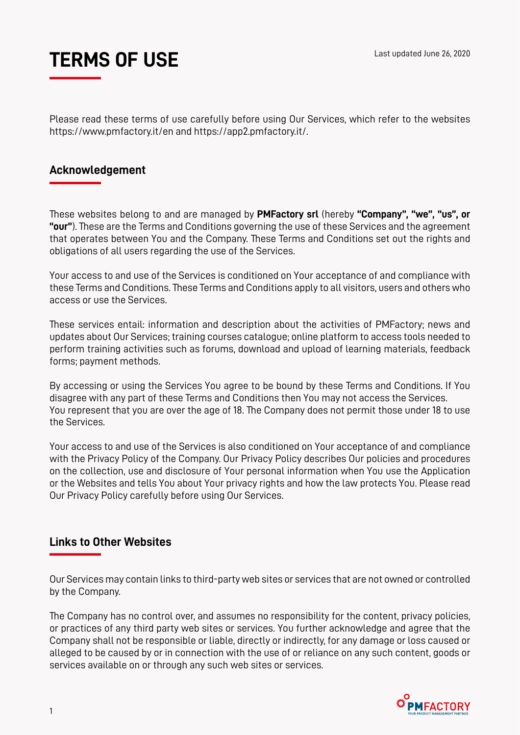# TERMS OF USE

Last updated June 26, 2020

Please read these terms of use carefully before using Our Services, which refer to the websites https://www.pmfactory.it/en and https://app2.pmfactory.it/.

## Acknowledgement

These websites belong to and are managed by **PMFactory srl** (hereby **"Company", "we", "us", or "our"**). These are the Terms and Conditions governing the use of these Services and the agreement that operates between You and the Company. These Terms and Conditions set out the rights and obligations of all users regarding the use of the Services.

Your access to and use of the Services is conditioned on Your acceptance of and compliance with these Terms and Conditions. These Terms and Conditions apply to all visitors, users and others who access or use the Services.

These services entail: information and description about the activities of PMFactory; news and updates about Our Services; training courses catalogue; online platform to access tools needed to perform training activities such as forums, download and upload of learning materials, feedback forms; payment methods.

By accessing or using the Services You agree to be bound by these Terms and Conditions. If You disagree with any part of these Terms and Conditions then You may not access the Services.
You represent that you are over the age of 18. The Company does not permit those under 18 to use the Services.

Your access to and use of the Services is also conditioned on Your acceptance of and compliance with the Privacy Policy of the Company. Our Privacy Policy describes Our policies and procedures on the collection, use and disclosure of Your personal information when You use the Application or the Websites and tells You about Your privacy rights and how the law protects You. Please read Our Privacy Policy carefully before using Our Services.

## Links to Other Websites

Our Services may contain links to third-party web sites or services that are not owned or controlled by the Company.

The Company has no control over, and assumes no responsibility for the content, privacy policies, or practices of any third party web sites or services. You further acknowledge and agree that the Company shall not be responsible or liable, directly or indirectly, for any damage or loss caused or alleged to be caused by or in connection with the use of or reliance on any such content, goods or services available on or through any such web sites or services.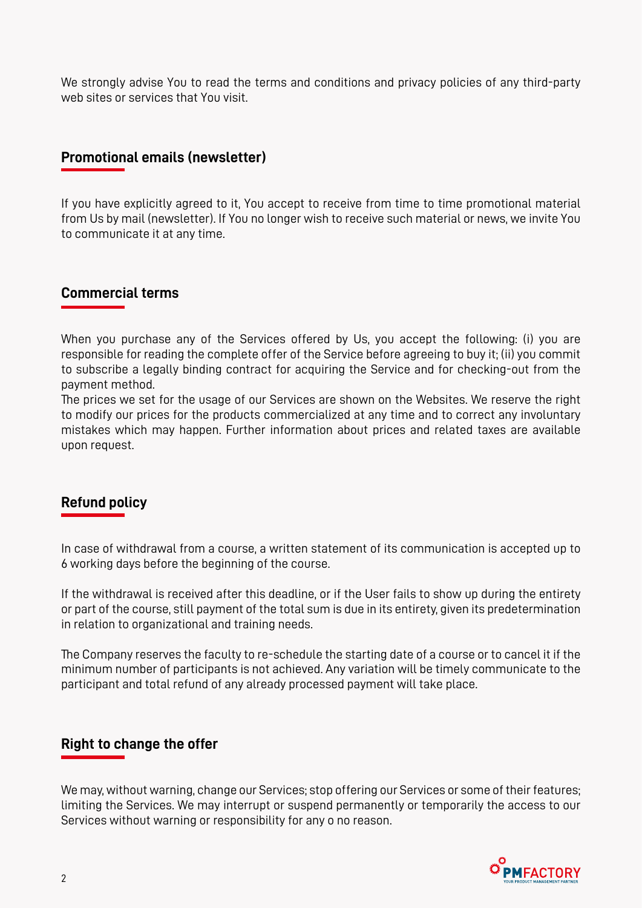We strongly advise You to read the terms and conditions and privacy policies of any third-party web sites or services that You visit.

## Promotional emails (newsletter)

If you have explicitly agreed to it, You accept to receive from time to time promotional material from Us by mail (newsletter). If You no longer wish to receive such material or news, we invite You to communicate it at any time.

## Commercial terms

When you purchase any of the Services offered by Us, you accept the following: (i) you are responsible for reading the complete offer of the Service before agreeing to buy it; (ii) you commit to subscribe a legally binding contract for acquiring the Service and for checking-out from the payment method.
The prices we set for the usage of our Services are shown on the Websites. We reserve the right to modify our prices for the products commercialized at any time and to correct any involuntary mistakes which may happen. Further information about prices and related taxes are available upon request.

## Refund policy

In case of withdrawal from a course, a written statement of its communication is accepted up to 6 working days before the beginning of the course.

If the withdrawal is received after this deadline, or if the User fails to show up during the entirety or part of the course, still payment of the total sum is due in its entirety, given its predetermination in relation to organizational and training needs.

The Company reserves the faculty to re-schedule the starting date of a course or to cancel it if the minimum number of participants is not achieved. Any variation will be timely communicate to the participant and total refund of any already processed payment will take place.

## Right to change the offer

We may, without warning, change our Services; stop offering our Services or some of their features; limiting the Services. We may interrupt or suspend permanently or temporarily the access to our Services without warning or responsibility for any o no reason.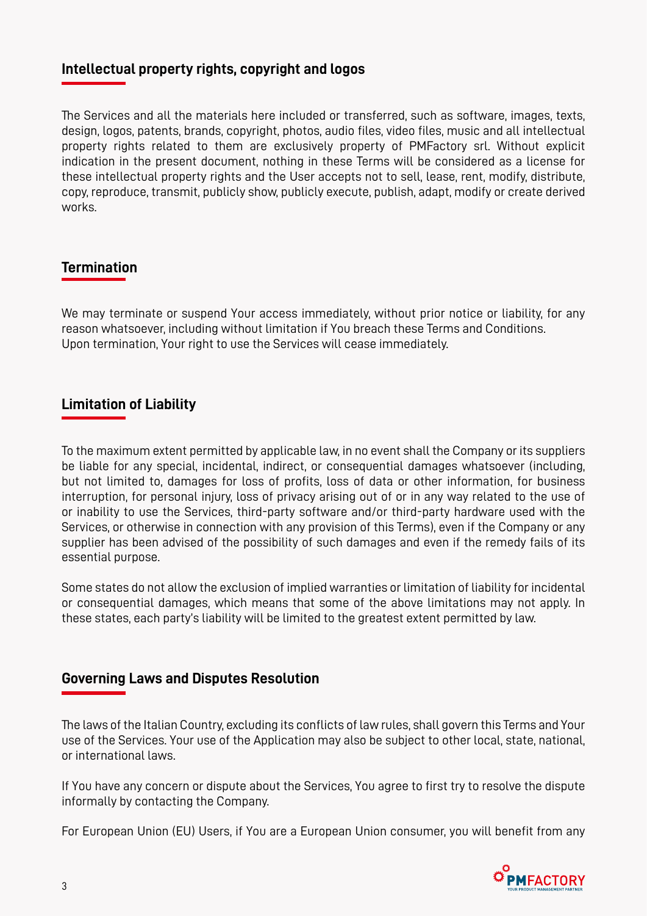## Intellectual property rights, copyright and logos

The Services and all the materials here included or transferred, such as software, images, texts, design, logos, patents, brands, copyright, photos, audio files, video files, music and all intellectual property rights related to them are exclusively property of PMFactory srl. Without explicit indication in the present document, nothing in these Terms will be considered as a license for these intellectual property rights and the User accepts not to sell, lease, rent, modify, distribute, copy, reproduce, transmit, publicly show, publicly execute, publish, adapt, modify or create derived works.

## Termination

We may terminate or suspend Your access immediately, without prior notice or liability, for any reason whatsoever, including without limitation if You breach these Terms and Conditions.
Upon termination, Your right to use the Services will cease immediately.

## Limitation of Liability

To the maximum extent permitted by applicable law, in no event shall the Company or its suppliers be liable for any special, incidental, indirect, or consequential damages whatsoever (including, but not limited to, damages for loss of profits, loss of data or other information, for business interruption, for personal injury, loss of privacy arising out of or in any way related to the use of or inability to use the Services, third-party software and/or third-party hardware used with the Services, or otherwise in connection with any provision of this Terms), even if the Company or any supplier has been advised of the possibility of such damages and even if the remedy fails of its essential purpose.

Some states do not allow the exclusion of implied warranties or limitation of liability for incidental or consequential damages, which means that some of the above limitations may not apply. In these states, each party's liability will be limited to the greatest extent permitted by law.

## Governing Laws and Disputes Resolution

The laws of the Italian Country, excluding its conflicts of law rules, shall govern this Terms and Your use of the Services. Your use of the Application may also be subject to other local, state, national, or international laws.

If You have any concern or dispute about the Services, You agree to first try to resolve the dispute informally by contacting the Company.

For European Union (EU) Users, if You are a European Union consumer, you will benefit from any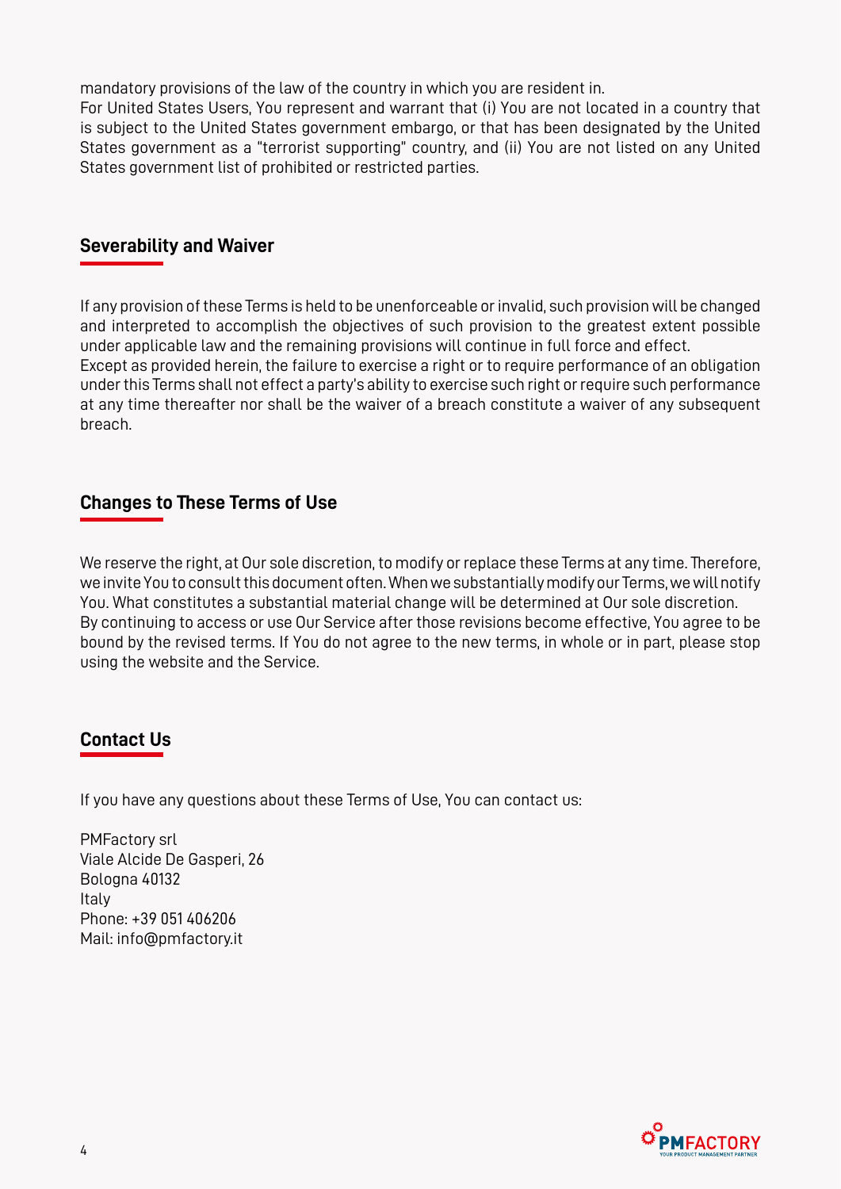mandatory provisions of the law of the country in which you are resident in.

For United States Users, You represent and warrant that (i) You are not located in a country that is subject to the United States government embargo, or that has been designated by the United States government as a "terrorist supporting" country, and (ii) You are not listed on any United States government list of prohibited or restricted parties.

## Severability and Waiver

If any provision of these Terms is held to be unenforceable or invalid, such provision will be changed and interpreted to accomplish the objectives of such provision to the greatest extent possible under applicable law and the remaining provisions will continue in full force and effect.

Except as provided herein, the failure to exercise a right or to require performance of an obligation under this Terms shall not effect a party's ability to exercise such right or require such performance at any time thereafter nor shall be the waiver of a breach constitute a waiver of any subsequent breach.

## Changes to These Terms of Use

We reserve the right, at Our sole discretion, to modify or replace these Terms at any time. Therefore, we invite You to consult this document often. When we substantially modify our Terms, we will notify You. What constitutes a substantial material change will be determined at Our sole discretion.

By continuing to access or use Our Service after those revisions become effective, You agree to be bound by the revised terms. If You do not agree to the new terms, in whole or in part, please stop using the website and the Service.

## Contact Us

If you have any questions about these Terms of Use, You can contact us:

PMFactory srl
Viale Alcide De Gasperi, 26
Bologna 40132
Italy
Phone: +39 051 406206
Mail: info@pmfactory.it